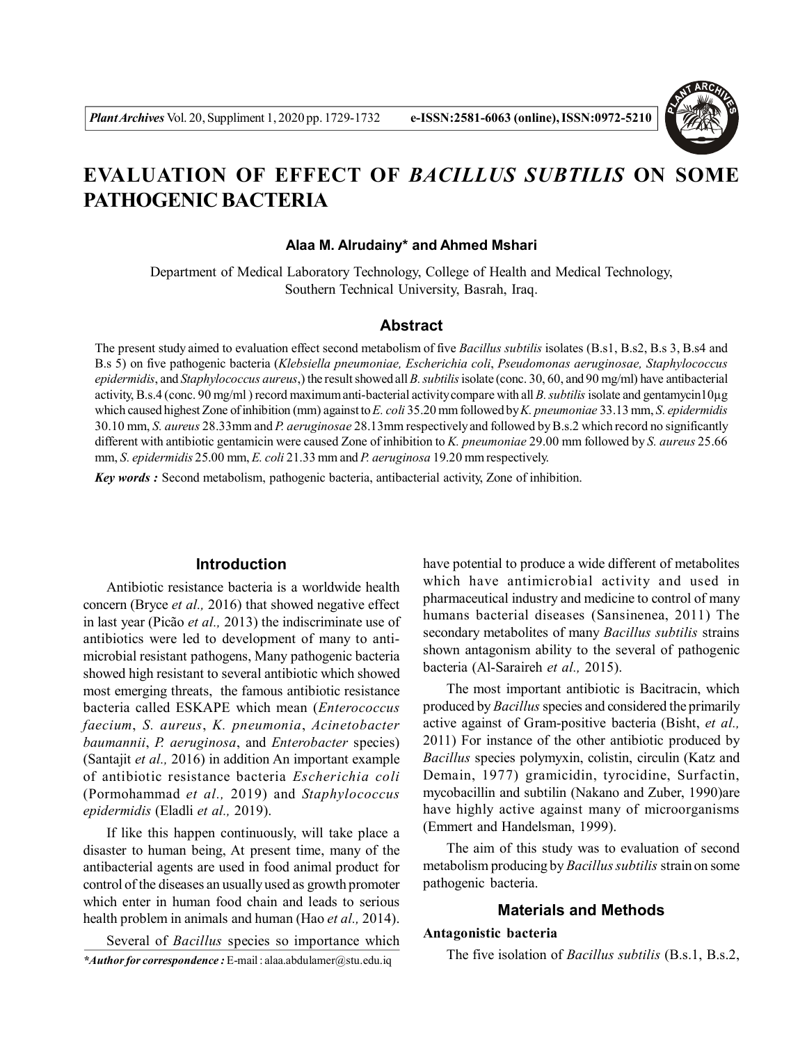# EVALUATION OF EFFECT OF *BACILLUS SUBTILIS* ON SOME PATHOGENIC BACTERIA

**Alaa M. Alrudainy\* and Ahmed Mshari**

Department of Medical Laboratory Technology, College of Health and Medical Technology, Southern Technical University, Basrah, Iraq.

## Abstract

The present study aimed to evaluation effect second metabolism of five *Bacillus subtilis* isolates (B.s1, B.s2, B.s 3, B.s4 and B.s 5) on five pathogenic bacteria (*Klebsiella pneumoniae, Escherichia coli*, *Pseudomonas aeruginosae, Staphylococcus epidermidis*, and *Staphylococcus aureus*,) the result showed all *B. subtilis* isolate (conc. 30, 60, and 90 mg/ml) have antibacterial activity, B.s.4 (conc. 90 mg/ml ) record maximum anti-bacterial activity compare with all *B. subtilis* isolate and gentamycin10µg which caused highest Zone of inhibition (mm) against to *E. coli* 35.20 mm followed by *K. pneumoniae* 33.13 mm, *S. epidermidis* 30.10 mm, *S. aureus* 28.33mm and *P. aeruginosae* 28.13mm respectively and followed by B.s.2 which record no significantly different with antibiotic gentamicin were caused Zone of inhibition to *K. pneumoniae* 29.00 mm followed by *S. aureus* 25.66 mm, *S. epidermidis* 25.00 mm, *E. coli* 21.33 mm and *P. aeruginosa* 19.20 mm respectively.

***Key words :*** Second metabolism, pathogenic bacteria, antibacterial activity, Zone of inhibition.

## Introduction

Antibiotic resistance bacteria is a worldwide health concern (Bryce *et al.,* 2016) that showed negative effect in last year (Picão *et al.,* 2013) the indiscriminate use of antibiotics were led to development of many to anti-microbial resistant pathogens, Many pathogenic bacteria showed high resistant to several antibiotic which showed most emerging threats, the famous antibiotic resistance bacteria called ESKAPE which mean (*Enterococcus faecium*, *S. aureus*, *K. pneumonia*, *Acinetobacter baumannii*, *P. aeruginosa*, and *Enterobacter* species) (Santajit *et al.,* 2016) in addition An important example of antibiotic resistance bacteria *Escherichia coli* (Pormohammad *et al.,* 2019) and *Staphylococcus epidermidis* (Eladli *et al.,* 2019).

If like this happen continuously, will take place a disaster to human being, At present time, many of the antibacterial agents are used in food animal product for control of the diseases an usually used as growth promoter which enter in human food chain and leads to serious health problem in animals and human (Hao *et al.,* 2014).

Several of *Bacillus* species so importance which have potential to produce a wide different of metabolites which have antimicrobial activity and used in pharmaceutical industry and medicine to control of many humans bacterial diseases (Sansinenea, 2011) The secondary metabolites of many *Bacillus subtilis* strains shown antagonism ability to the several of pathogenic bacteria (Al-Saraireh *et al.,* 2015).

The most important antibiotic is Bacitracin, which produced by *Bacillus* species and considered the primarily active against of Gram-positive bacteria (Bisht, *et al.,* 2011) For instance of the other antibiotic produced by *Bacillus* species polymyxin, colistin, circulin (Katz and Demain, 1977) gramicidin, tyrocidine, Surfactin, mycobacillin and subtilin (Nakano and Zuber, 1990)are have highly active against many of microorganisms (Emmert and Handelsman, 1999).

The aim of this study was to evaluation of second metabolism producing by *Bacillus subtilis* strain on some pathogenic bacteria.

## Materials and Methods

### Antagonistic bacteria

The five isolation of *Bacillus subtilis* (B.s.1, B.s.2,

*\*Author for correspondence :* E-mail : alaa.abdulamer@stu.edu.iq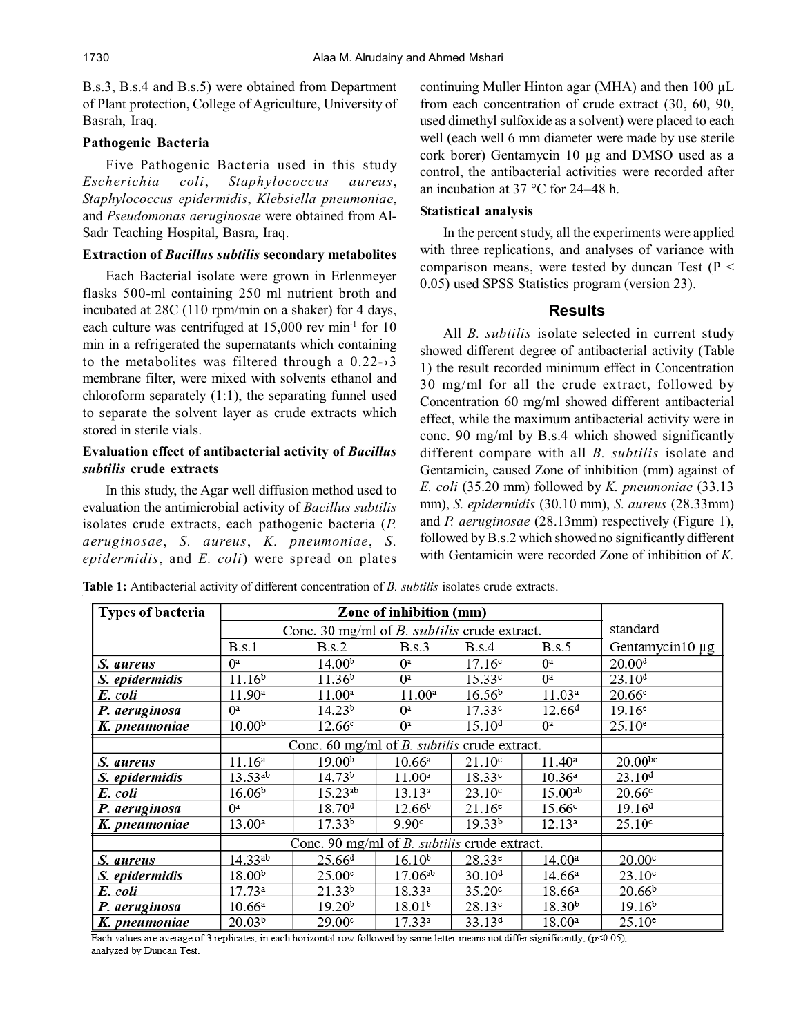B.s.3, B.s.4 and B.s.5) were obtained from Department of Plant protection, College of Agriculture, University of Basrah, Iraq.

### Pathogenic Bacteria

Five Pathogenic Bacteria used in this study *Escherichia coli*, *Staphylococcus aureus*, *Staphylococcus epidermidis*, *Klebsiella pneumoniae*, and *Pseudomonas aeruginosae* were obtained from Al-Sadr Teaching Hospital, Basra, Iraq.

### Extraction of *Bacillus subtilis* secondary metabolites

Each Bacterial isolate were grown in Erlenmeyer flasks 500-ml containing 250 ml nutrient broth and incubated at 28C (110 rpm/min on a shaker) for 4 days, each culture was centrifuged at 15,000 rev min$^{-1}$ for 10 min in a refrigerated the supernatants which containing to the metabolites was filtered through a 0.22-›3 membrane filter, were mixed with solvents ethanol and chloroform separately (1:1), the separating funnel used to separate the solvent layer as crude extracts which stored in sterile vials.

### Evaluation effect of antibacterial activity of *Bacillus subtilis* crude extracts

In this study, the Agar well diffusion method used to evaluation the antimicrobial activity of *Bacillus subtilis* isolates crude extracts, each pathogenic bacteria (*P. aeruginosae*, *S. aureus*, *K. pneumoniae*, *S. epidermidis*, and *E. coli*) were spread on plates continuing Muller Hinton agar (MHA) and then 100 µL from each concentration of crude extract (30, 60, 90, used dimethyl sulfoxide as a solvent) were placed to each well (each well 6 mm diameter were made by use sterile cork borer) Gentamycin 10 µg and DMSO used as a control, the antibacterial activities were recorded after an incubation at 37 °C for 24–48 h.

### Statistical analysis

In the percent study, all the experiments were applied with three replications, and analyses of variance with comparison means, were tested by duncan Test ($P < 0.05$) used SPSS Statistics program (version 23).

## Results

All *B. subtilis* isolate selected in current study showed different degree of antibacterial activity (Table 1) the result recorded minimum effect in Concentration 30 mg/ml for all the crude extract, followed by Concentration 60 mg/ml showed different antibacterial effect, while the maximum antibacterial activity were in conc. 90 mg/ml by B.s.4 which showed significantly different compare with all *B. subtilis* isolate and Gentamicin, caused Zone of inhibition (mm) against of *E. coli* (35.20 mm) followed by *K. pneumoniae* (33.13 mm), *S. epidermidis* (30.10 mm), *S. aureus* (28.33mm) and *P. aeruginosae* (28.13mm) respectively (Figure 1), followed by B.s.2 which showed no significantly different with Gentamicin were recorded Zone of inhibition of *K.*

**Table 1:** Antibacterial activity of different concentration of *B. subtilis* isolates crude extracts.

| Types of bacteria | Zone of inhibition (mm) | | | | | |
|---|---|---|---|---|---|---|
| | Conc. 30 mg/ml of *B. subtilis* crude extract. | | | | | standard |
| | B.s.1 | B.s.2 | B.s.3 | B.s.4 | B.s.5 | Gentamycin10 µg |
| ***S. aureus*** | 0$^{a}$ | 14.00$^{b}$ | 0$^{a}$ | 17.16$^{c}$ | 0$^{a}$ | 20.00$^{d}$ |
| ***S. epidermidis*** | 11.16$^{b}$ | 11.36$^{b}$ | 0$^{a}$ | 15.33$^{c}$ | 0$^{a}$ | 23.10$^{d}$ |
| ***E. coli*** | 11.90$^{a}$ | 11.00$^{a}$ | 11.00$^{a}$ | 16.56$^{b}$ | 11.03$^{a}$ | 20.66$^{c}$ |
| ***P. aeruginosa*** | 0$^{a}$ | 14.23$^{b}$ | 0$^{a}$ | 17.33$^{c}$ | 12.66$^{d}$ | 19.16$^{e}$ |
| ***K. pneumoniae*** | 10.00$^{b}$ | 12.66$^{c}$ | 0$^{a}$ | 15.10$^{d}$ | 0$^{a}$ | 25.10$^{e}$ |
| | Conc. 60 mg/ml of *B. subtilis* crude extract. | | | | | |
| ***S. aureus*** | 11.16$^{a}$ | 19.00$^{b}$ | 10.66$^{a}$ | 21.10$^{c}$ | 11.40$^{a}$ | 20.00$^{bc}$ |
| ***S. epidermidis*** | 13.53$^{ab}$ | 14.73$^{b}$ | 11.00$^{a}$ | 18.33$^{c}$ | 10.36$^{a}$ | 23.10$^{d}$ |
| ***E. coli*** | 16.06$^{b}$ | 15.23$^{ab}$ | 13.13$^{a}$ | 23.10$^{c}$ | 15.00$^{ab}$ | 20.66$^{c}$ |
| ***P. aeruginosa*** | 0$^{a}$ | 18.70$^{d}$ | 12.66$^{b}$ | 21.16$^{e}$ | 15.66$^{c}$ | 19.16$^{d}$ |
| ***K. pneumoniae*** | 13.00$^{a}$ | 17.33$^{b}$ | 9.90$^{c}$ | 19.33$^{b}$ | 12.13$^{a}$ | 25.10$^{c}$ |
| | Conc. 90 mg/ml of *B. subtilis* crude extract. | | | | | |
| ***S. aureus*** | 14.33$^{ab}$ | 25.66$^{d}$ | 16.10$^{b}$ | 28.33$^{e}$ | 14.00$^{a}$ | 20.00$^{c}$ |
| ***S. epidermidis*** | 18.00$^{b}$ | 25.00$^{c}$ | 17.06$^{ab}$ | 30.10$^{d}$ | 14.66$^{a}$ | 23.10$^{c}$ |
| ***E. coli*** | 17.73$^{a}$ | 21.33$^{b}$ | 18.33$^{a}$ | 35.20$^{c}$ | 18.66$^{a}$ | 20.66$^{b}$ |
| ***P. aeruginosa*** | 10.66$^{a}$ | 19.20$^{b}$ | 18.01$^{b}$ | 28.13$^{c}$ | 18.30$^{b}$ | 19.16$^{b}$ |
| ***K. pneumoniae*** | 20.03$^{b}$ | 29.00$^{c}$ | 17.33$^{a}$ | 33.13$^{d}$ | 18.00$^{a}$ | 25.10$^{e}$ |

Each values are average of 3 replicates, in each horizontal row followed by same letter means not differ significantly, ($p<0.05$), analyzed by Duncan Test.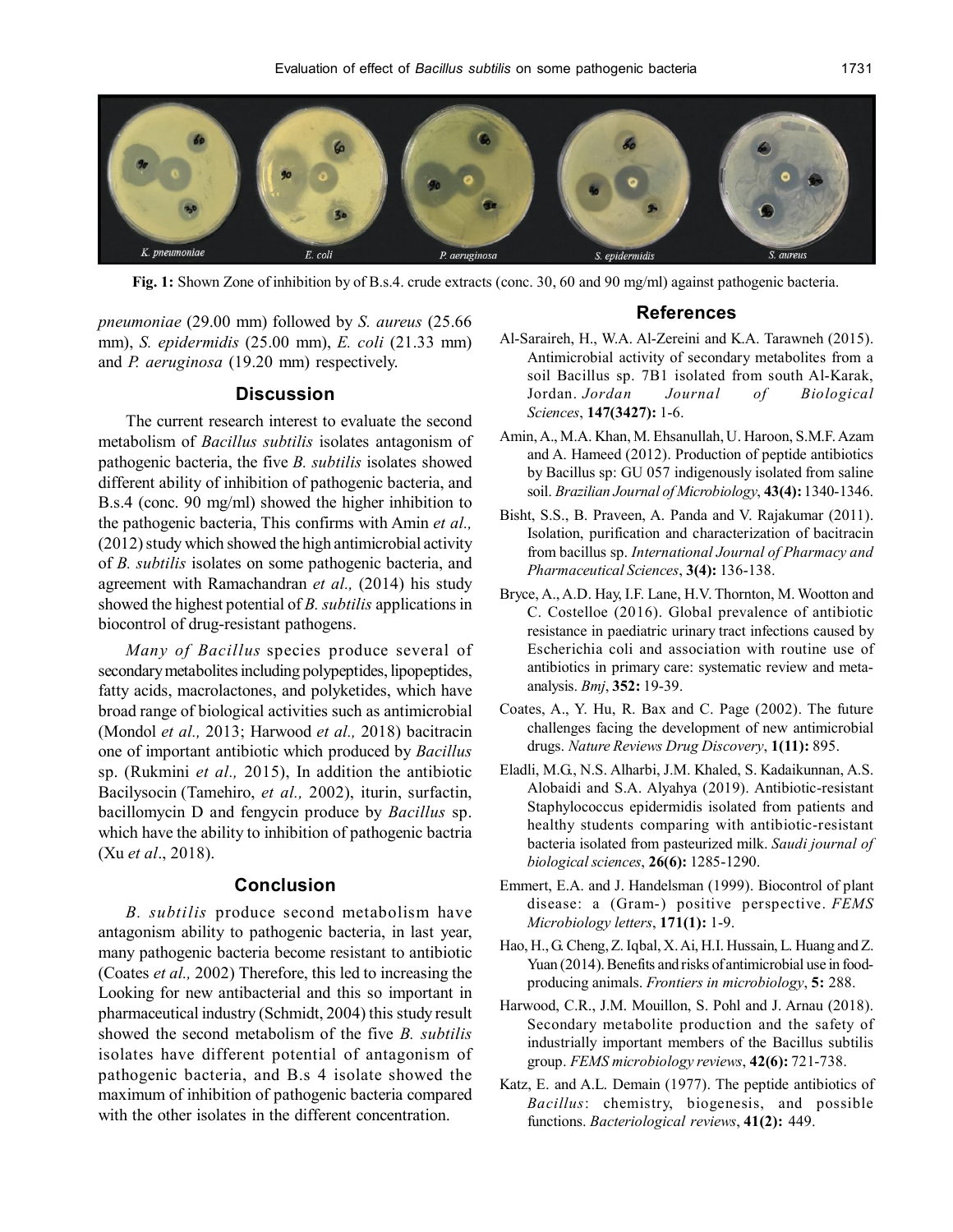**Fig. 1:** Shown Zone of inhibition by of B.s.4. crude extracts (conc. 30, 60 and 90 mg/ml) against pathogenic bacteria.

*pneumoniae* (29.00 mm) followed by *S. aureus* (25.66 mm), *S. epidermidis* (25.00 mm), *E. coli* (21.33 mm) and *P. aeruginosa* (19.20 mm) respectively.

## Discussion

The current research interest to evaluate the second metabolism of *Bacillus subtilis* isolates antagonism of pathogenic bacteria, the five *B. subtilis* isolates showed different ability of inhibition of pathogenic bacteria, and B.s.4 (conc. 90 mg/ml) showed the higher inhibition to the pathogenic bacteria, This confirms with Amin *et al.,* (2012) study which showed the high antimicrobial activity of *B. subtilis* isolates on some pathogenic bacteria, and agreement with Ramachandran *et al.,* (2014) his study showed the highest potential of *B. subtilis* applications in biocontrol of drug-resistant pathogens.

*Many of Bacillus* species produce several of secondary metabolites including polypeptides, lipopeptides, fatty acids, macrolactones, and polyketides, which have broad range of biological activities such as antimicrobial (Mondol *et al.,* 2013; Harwood *et al.,* 2018) bacitracin one of important antibiotic which produced by *Bacillus* sp. (Rukmini *et al.,* 2015), In addition the antibiotic Bacilysocin (Tamehiro, *et al.,* 2002), iturin, surfactin, bacillomycin D and fengycin produce by *Bacillus* sp. which have the ability to inhibition of pathogenic bactria (Xu *et al*., 2018).

## Conclusion

*B. subtilis* produce second metabolism have antagonism ability to pathogenic bacteria, in last year, many pathogenic bacteria become resistant to antibiotic (Coates *et al.,* 2002) Therefore, this led to increasing the Looking for new antibacterial and this so important in pharmaceutical industry (Schmidt, 2004) this study result showed the second metabolism of the five *B. subtilis* isolates have different potential of antagonism of pathogenic bacteria, and B.s 4 isolate showed the maximum of inhibition of pathogenic bacteria compared with the other isolates in the different concentration.

## References

Al-Saraireh, H., W.A. Al-Zereini and K.A. Tarawneh (2015). Antimicrobial activity of secondary metabolites from a soil Bacillus sp. 7B1 isolated from south Al-Karak, Jordan. *Jordan Journal of Biological Sciences*, **147(3427):** 1-6.

Amin, A., M.A. Khan, M. Ehsanullah, U. Haroon, S.M.F. Azam and A. Hameed (2012). Production of peptide antibiotics by Bacillus sp: GU 057 indigenously isolated from saline soil. *Brazilian Journal of Microbiology*, **43(4):** 1340-1346.

Bisht, S.S., B. Praveen, A. Panda and V. Rajakumar (2011). Isolation, purification and characterization of bacitracin from bacillus sp. *International Journal of Pharmacy and Pharmaceutical Sciences*, **3(4):** 136-138.

Bryce, A., A.D. Hay, I.F. Lane, H.V. Thornton, M. Wootton and C. Costelloe (2016). Global prevalence of antibiotic resistance in paediatric urinary tract infections caused by Escherichia coli and association with routine use of antibiotics in primary care: systematic review and meta-analysis. *Bmj*, **352:** 19-39.

Coates, A., Y. Hu, R. Bax and C. Page (2002). The future challenges facing the development of new antimicrobial drugs. *Nature Reviews Drug Discovery*, **1(11):** 895.

Eladli, M.G., N.S. Alharbi, J.M. Khaled, S. Kadaikunnan, A.S. Alobaidi and S.A. Alyahya (2019). Antibiotic-resistant Staphylococcus epidermidis isolated from patients and healthy students comparing with antibiotic-resistant bacteria isolated from pasteurized milk. *Saudi journal of biological sciences*, **26(6):** 1285-1290.

Emmert, E.A. and J. Handelsman (1999). Biocontrol of plant disease: a (Gram-) positive perspective. *FEMS Microbiology letters*, **171(1):** 1-9.

Hao, H., G. Cheng, Z. Iqbal, X. Ai, H.I. Hussain, L. Huang and Z. Yuan (2014). Benefits and risks of antimicrobial use in food-producing animals. *Frontiers in microbiology*, **5:** 288.

Harwood, C.R., J.M. Mouillon, S. Pohl and J. Arnau (2018). Secondary metabolite production and the safety of industrially important members of the Bacillus subtilis group. *FEMS microbiology reviews*, **42(6):** 721-738.

Katz, E. and A.L. Demain (1977). The peptide antibiotics of *Bacillus*: chemistry, biogenesis, and possible functions. *Bacteriological reviews*, **41(2):** 449.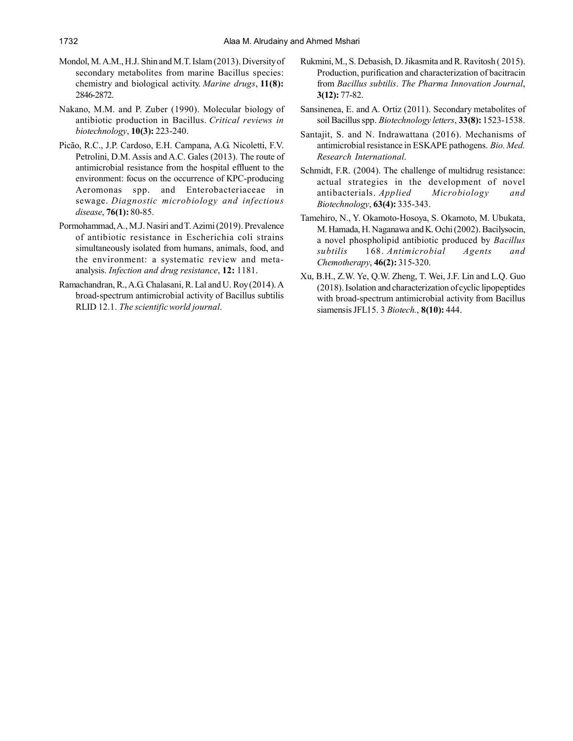Mondol, M. A.M., H.J. Shin and M.T. Islam (2013). Diversity of secondary metabolites from marine Bacillus species: chemistry and biological activity. *Marine drugs*, **11(8):** 2846-2872.

Nakano, M.M. and P. Zuber (1990). Molecular biology of antibiotic production in Bacillus. *Critical reviews in biotechnology*, **10(3):** 223-240.

Picão, R.C., J.P. Cardoso, E.H. Campana, A.G. Nicoletti, F.V. Petrolini, D.M. Assis and A.C. Gales (2013). The route of antimicrobial resistance from the hospital effluent to the environment: focus on the occurrence of KPC-producing Aeromonas spp. and Enterobacteriaceae in sewage. *Diagnostic microbiology and infectious disease*, **76(1):** 80-85.

Pormohammad, A., M.J. Nasiri and T. Azimi (2019). Prevalence of antibiotic resistance in Escherichia coli strains simultaneously isolated from humans, animals, food, and the environment: a systematic review and meta-analysis. *Infection and drug resistance*, **12:** 1181.

Ramachandran, R., A.G. Chalasani, R. Lal and U. Roy (2014). A broad-spectrum antimicrobial activity of Bacillus subtilis RLID 12.1. *The scientific world journal*.

Rukmini, M., S. Debasish, D. Jikasmita and R. Ravitosh ( 2015). Production, purification and characterization of bacitracin from *Bacillus subtilis*. *The Pharma Innovation Journal*, **3(12):** 77-82.

Sansinenea, E. and A. Ortiz (2011). Secondary metabolites of soil Bacillus spp. *Biotechnology letters*, **33(8):** 1523-1538.

Santajit, S. and N. Indrawattana (2016). Mechanisms of antimicrobial resistance in ESKAPE pathogens. *Bio. Med. Research International*.

Schmidt, F.R. (2004). The challenge of multidrug resistance: actual strategies in the development of novel antibacterials. *Applied Microbiology and Biotechnology*, **63(4):** 335-343.

Tamehiro, N., Y. Okamoto-Hosoya, S. Okamoto, M. Ubukata, M. Hamada, H. Naganawa and K. Ochi (2002). Bacilysocin, a novel phospholipid antibiotic produced by *Bacillus subtilis* 168. *Antimicrobial Agents and Chemotherapy*, **46(2):** 315-320.

Xu, B.H., Z.W. Ye, Q.W. Zheng, T. Wei, J.F. Lin and L.Q. Guo (2018). Isolation and characterization of cyclic lipopeptides with broad-spectrum antimicrobial activity from Bacillus siamensis JFL15. 3 *Biotech.*, **8(10):** 444.